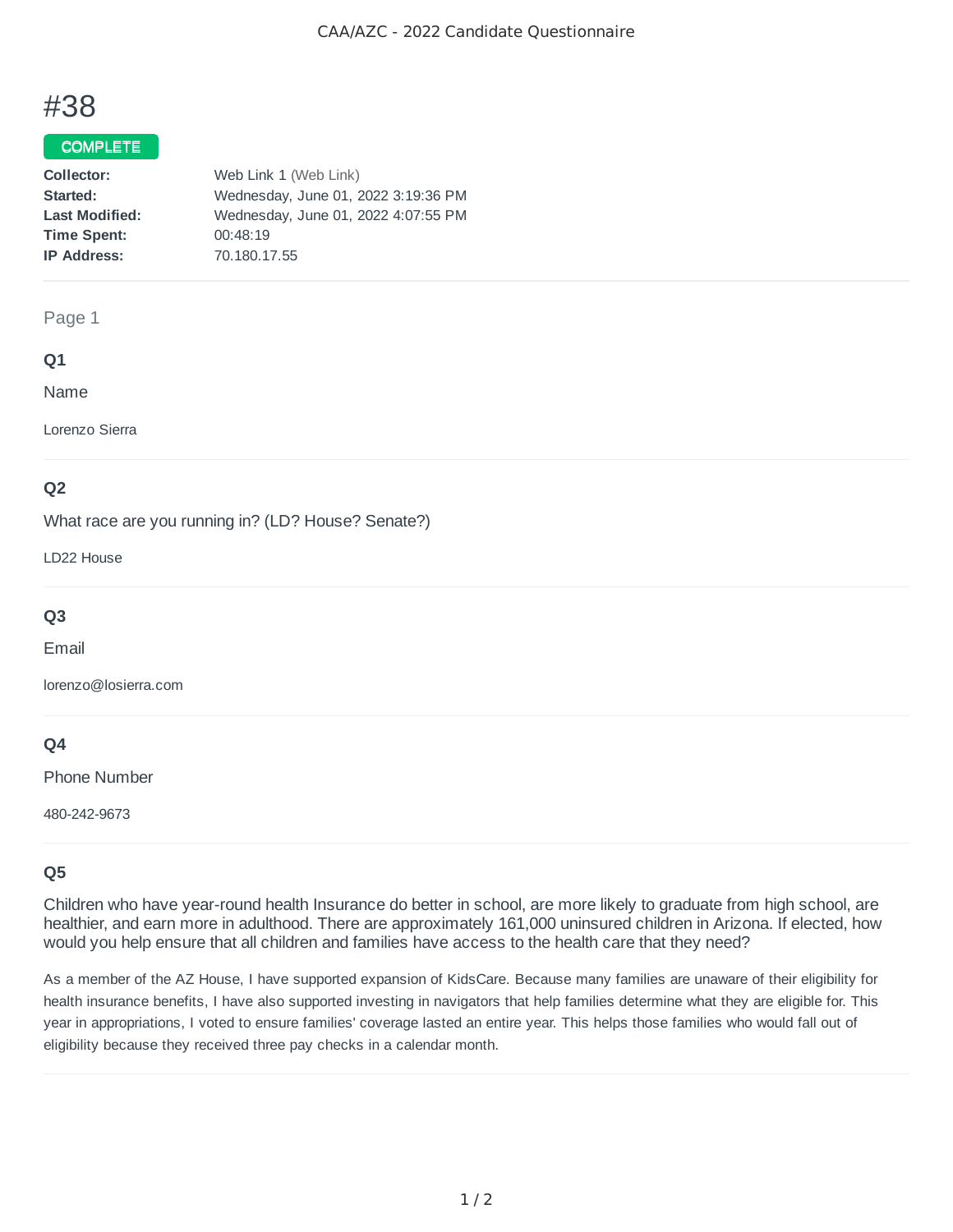# #38

**COMPLETE**

| | |
|---|---|
| **Collector:** | Web Link 1 (Web Link) |
| **Started:** | Wednesday, June 01, 2022 3:19:36 PM |
| **Last Modified:** | Wednesday, June 01, 2022 4:07:55 PM |
| **Time Spent:** | 00:48:19 |
| **IP Address:** | 70.180.17.55 |

## Page 1

### Q1

Name

Lorenzo Sierra

### Q2

What race are you running in? (LD? House? Senate?)

LD22 House

### Q3

Email

lorenzo@losierra.com

### Q4

Phone Number

480-242-9673

### Q5

Children who have year-round health Insurance do better in school, are more likely to graduate from high school, are healthier, and earn more in adulthood. There are approximately 161,000 uninsured children in Arizona. If elected, how would you help ensure that all children and families have access to the health care that they need?

As a member of the AZ House, I have supported expansion of KidsCare. Because many families are unaware of their eligibility for health insurance benefits, I have also supported investing in navigators that help families determine what they are eligible for. This year in appropriations, I voted to ensure families' coverage lasted an entire year. This helps those families who would fall out of eligibility because they received three pay checks in a calendar month.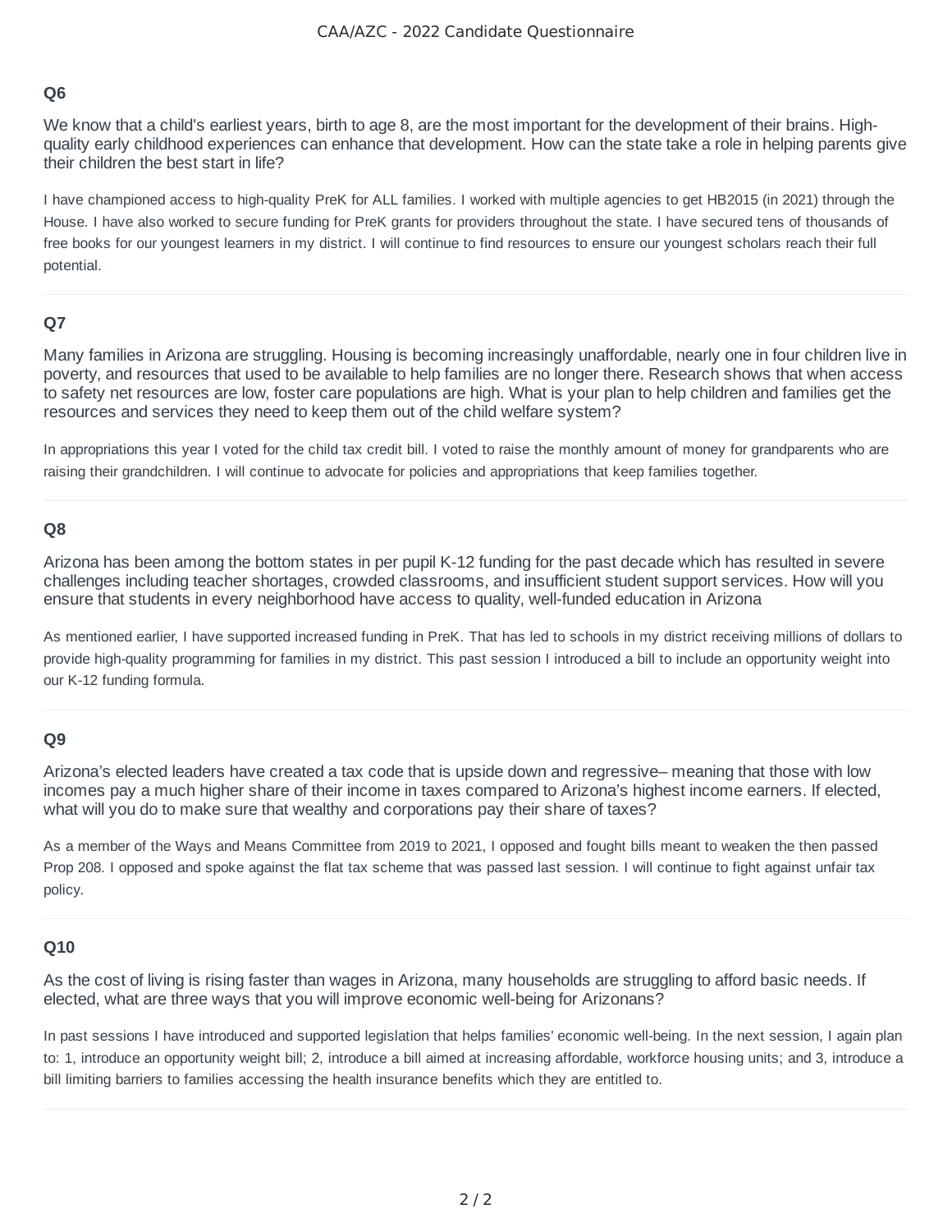### Q6

We know that a child's earliest years, birth to age 8, are the most important for the development of their brains. High-quality early childhood experiences can enhance that development. How can the state take a role in helping parents give their children the best start in life?

I have championed access to high-quality PreK for ALL families. I worked with multiple agencies to get HB2015 (in 2021) through the House. I have also worked to secure funding for PreK grants for providers throughout the state. I have secured tens of thousands of free books for our youngest learners in my district. I will continue to find resources to ensure our youngest scholars reach their full potential.

---

### Q7

Many families in Arizona are struggling. Housing is becoming increasingly unaffordable, nearly one in four children live in poverty, and resources that used to be available to help families are no longer there. Research shows that when access to safety net resources are low, foster care populations are high. What is your plan to help children and families get the resources and services they need to keep them out of the child welfare system?

In appropriations this year I voted for the child tax credit bill. I voted to raise the monthly amount of money for grandparents who are raising their grandchildren. I will continue to advocate for policies and appropriations that keep families together.

---

### Q8

Arizona has been among the bottom states in per pupil K-12 funding for the past decade which has resulted in severe challenges including teacher shortages, crowded classrooms, and insufficient student support services. How will you ensure that students in every neighborhood have access to quality, well-funded education in Arizona

As mentioned earlier, I have supported increased funding in PreK. That has led to schools in my district receiving millions of dollars to provide high-quality programming for families in my district. This past session I introduced a bill to include an opportunity weight into our K-12 funding formula.

---

### Q9

Arizona's elected leaders have created a tax code that is upside down and regressive– meaning that those with low incomes pay a much higher share of their income in taxes compared to Arizona's highest income earners. If elected, what will you do to make sure that wealthy and corporations pay their share of taxes?

As a member of the Ways and Means Committee from 2019 to 2021, I opposed and fought bills meant to weaken the then passed Prop 208. I opposed and spoke against the flat tax scheme that was passed last session. I will continue to fight against unfair tax policy.

---

### Q10

As the cost of living is rising faster than wages in Arizona, many households are struggling to afford basic needs. If elected, what are three ways that you will improve economic well-being for Arizonans?

In past sessions I have introduced and supported legislation that helps families' economic well-being. In the next session, I again plan to: 1, introduce an opportunity weight bill; 2, introduce a bill aimed at increasing affordable, workforce housing units; and 3, introduce a bill limiting barriers to families accessing the health insurance benefits which they are entitled to.